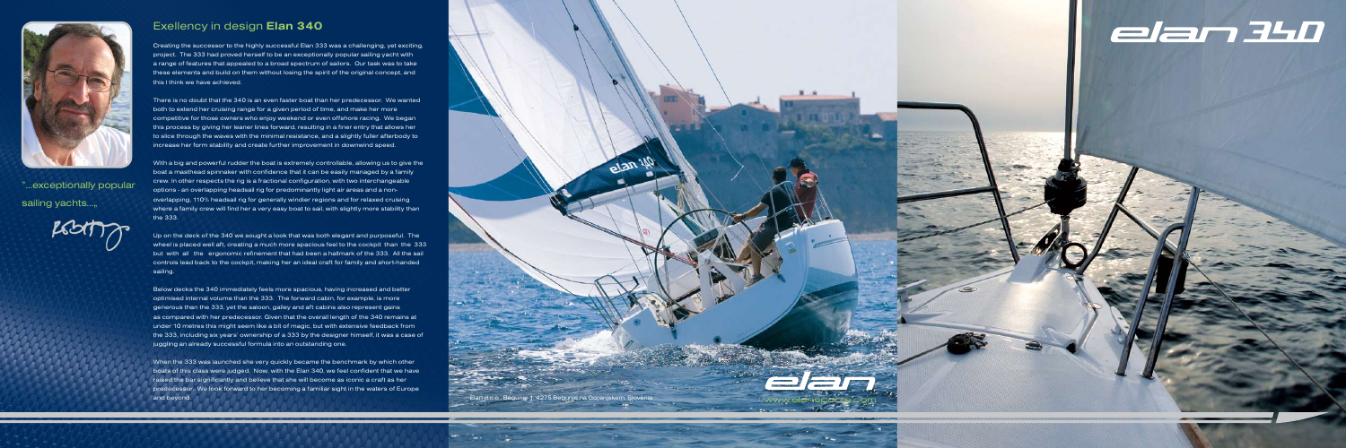"...exceptionally popular sailing yachts...„

## Exellency in design **Elan 340**

Creating the successor to the highly successful Elan 333 was a challenging, yet exciting, project. The 333 had proved herself to be an exceptionally popular sailing yacht with a range of features that appealed to a broad spectrum of sailors. Our task was to take these elements and build on them without losing the spirit of the original concept, and this I think we have achieved.

There is no doubt that the 340 is an even faster boat than her predecessor. We wanted both to extend her cruising range for a given period of time, and make her more competitive for those owners who enjoy weekend or even offshore racing. We began this process by giving her leaner lines forward, resulting in a finer entry that allows her to slice through the waves with the minimal resistance, and a slightly fuller afterbody to increase her form stability and create further improvement in downwind speed.

With a big and powerful rudder the boat is extremely controllable, allowing us to give the boat a masthead spinnaker with confidence that it can be easily managed by a family crew. In other respects the rig is a fractional configuration, with two interchangeable options - an overlapping headsail rig for predominantly light air areas and a non-overlapping, 110% headsail rig for generally windier regions and for relaxed cruising where a family crew will find her a very easy boat to sail, with slightly more stability than the 333.

Up on the deck of the 340 we sought a look that was both elegant and purposeful. The wheel is placed well aft, creating a much more spacious feel to the cockpit than the 333 but with all the ergonomic refinement that had been a hallmark of the 333. All the sail controls lead back to the cockpit, making her an ideal craft for family and short-handed sailing.

Below decks the 340 immediately feels more spacious, having increased and better optimised internal volume than the 333. The forward cabin, for example, is more generous than the 333, yet the saloon, galley and aft cabins also represent gains as compared with her predecessor. Given that the overall length of the 340 remains at under 10 metres this might seem like a bit of magic, but with extensive feedback from the 333, including six years' ownership of a 333 by the designer himself, it was a case of juggling an already successful formula into an outstanding one.

When the 333 was launched she very quickly became the benchmark by which other boats of this class were judged. Now, with the Elan 340, we feel confident that we have raised the bar significantly and believe that she will become as iconic a craft as her predecessor. We look forward to her becoming a familiar sight in the waters of Europe and beyond.

# elan 340

Elan d.o.o., Begunje 1, 4275 Begunje na Gorenjskem, Slovenia

www.elan-yachts.com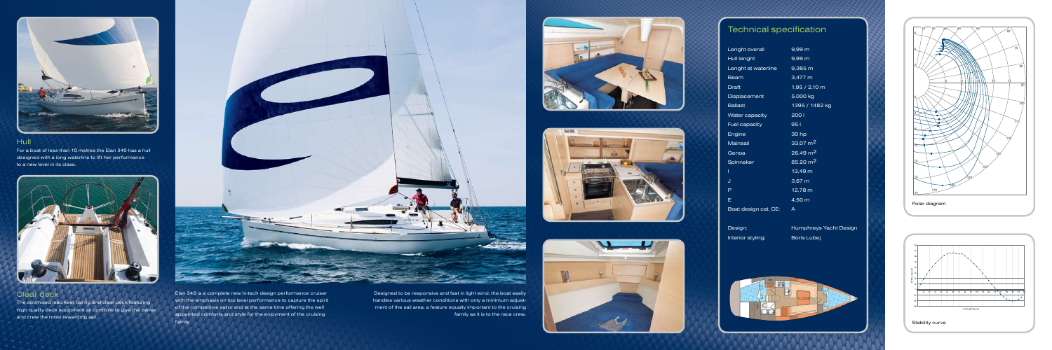## Hull

For a boat of less than 10 metres the Elan 340 has a hull designed with a long waterline to lift her performance to a new level in its class.

## Clear deck

The optimised lead keel, tailing and clear deck featuring high quality deck equipment all combine to give the owner and crew the most rewarding sail.

Elan 340 is a complete new hi-tech design performance cruiser with the emphasis on top level performance to capture the spirit of the competitive sailor and at the same time offering the well appointed comforts and style for the enjoyment of the cruising family.

Designed to be responsive and fast in light wind, the boat easily handles various weather conditions with only a minimum adjustment of the sail area, a feature equally important to the cruising family as it is to the race crew.

## Technical specification

| | |
|---|---|
| Lenght overall | 9,99 m |
| Hull lenght | 9,99 m |
| Lenght at waterline | 9,385 m |
| Beam | 3,477 m |
| Draft | 1,95 / 2,10 m |
| Displacement | 5.000 kg |
| Ballast | 1395 / 1482 kg |
| Water capacity | 200 l |
| Fuel capacity | 95 l |
| Engine | 30 hp |
| Mainsail | 33,07 $m^2$ |
| Genoa | 26,49 $m^2$ |
| Spinnaker | 85,20 $m^2$ |
| I | 13,49 m |
| J | 3,67 m |
| P | 12,78 m |
| E | 4,50 m |
| Boat design cat. CE: | A |
| | |
| Design: | Humphreys Yacht Design |
| Interior styling: | Boris Lubej |

Polar diagram

Stability curve